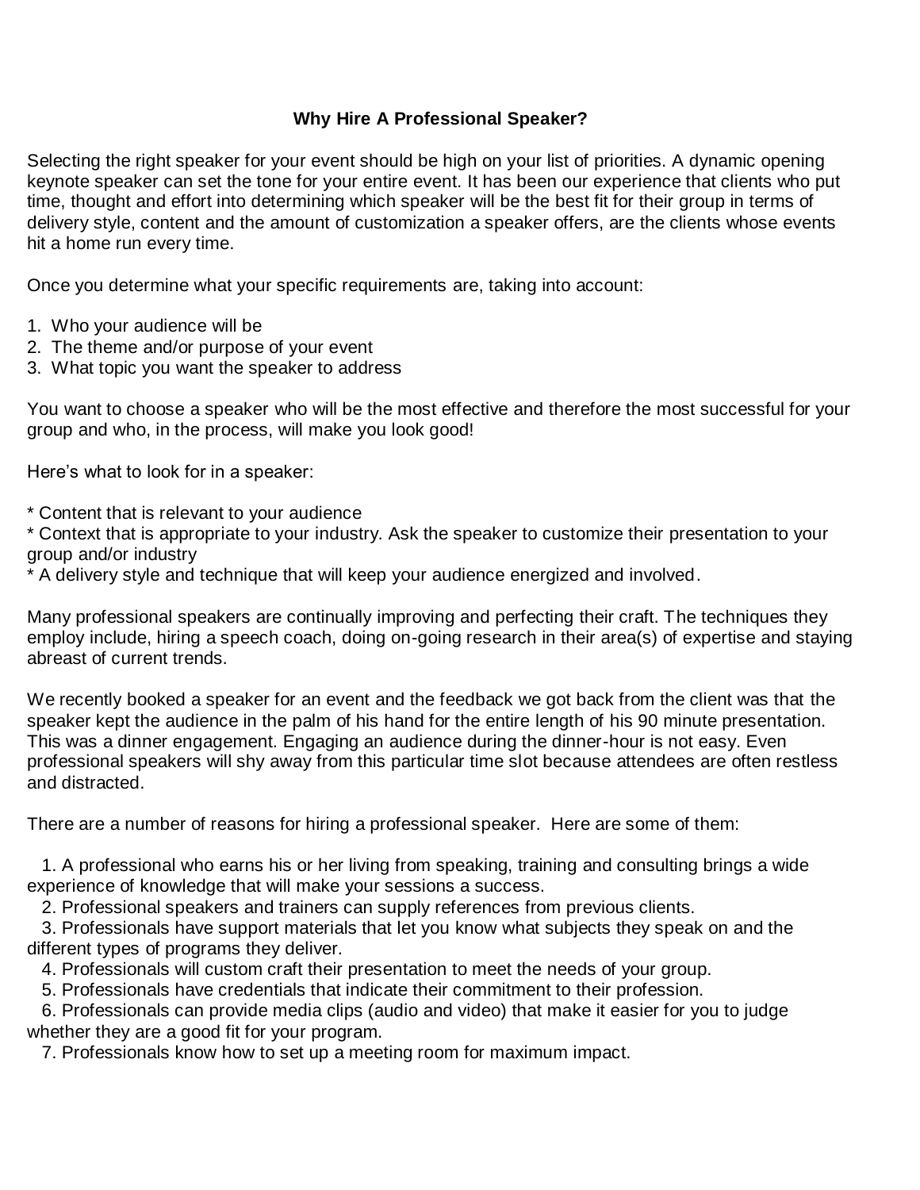## Why Hire A Professional Speaker?

Selecting the right speaker for your event should be high on your list of priorities. A dynamic opening keynote speaker can set the tone for your entire event. It has been our experience that clients who put time, thought and effort into determining which speaker will be the best fit for their group in terms of delivery style, content and the amount of customization a speaker offers, are the clients whose events hit a home run every time.

Once you determine what your specific requirements are, taking into account:

1. Who your audience will be
2. The theme and/or purpose of your event
3. What topic you want the speaker to address

You want to choose a speaker who will be the most effective and therefore the most successful for your group and who, in the process, will make you look good!

Here's what to look for in a speaker:

* Content that is relevant to your audience
* Context that is appropriate to your industry. Ask the speaker to customize their presentation to your group and/or industry
* A delivery style and technique that will keep your audience energized and involved.

Many professional speakers are continually improving and perfecting their craft. The techniques they employ include, hiring a speech coach, doing on-going research in their area(s) of expertise and staying abreast of current trends.

We recently booked a speaker for an event and the feedback we got back from the client was that the speaker kept the audience in the palm of his hand for the entire length of his 90 minute presentation. This was a dinner engagement. Engaging an audience during the dinner-hour is not easy. Even professional speakers will shy away from this particular time slot because attendees are often restless and distracted.

There are a number of reasons for hiring a professional speaker. Here are some of them:

1. A professional who earns his or her living from speaking, training and consulting brings a wide experience of knowledge that will make your sessions a success.
2. Professional speakers and trainers can supply references from previous clients.
3. Professionals have support materials that let you know what subjects they speak on and the different types of programs they deliver.
4. Professionals will custom craft their presentation to meet the needs of your group.
5. Professionals have credentials that indicate their commitment to their profession.
6. Professionals can provide media clips (audio and video) that make it easier for you to judge whether they are a good fit for your program.
7. Professionals know how to set up a meeting room for maximum impact.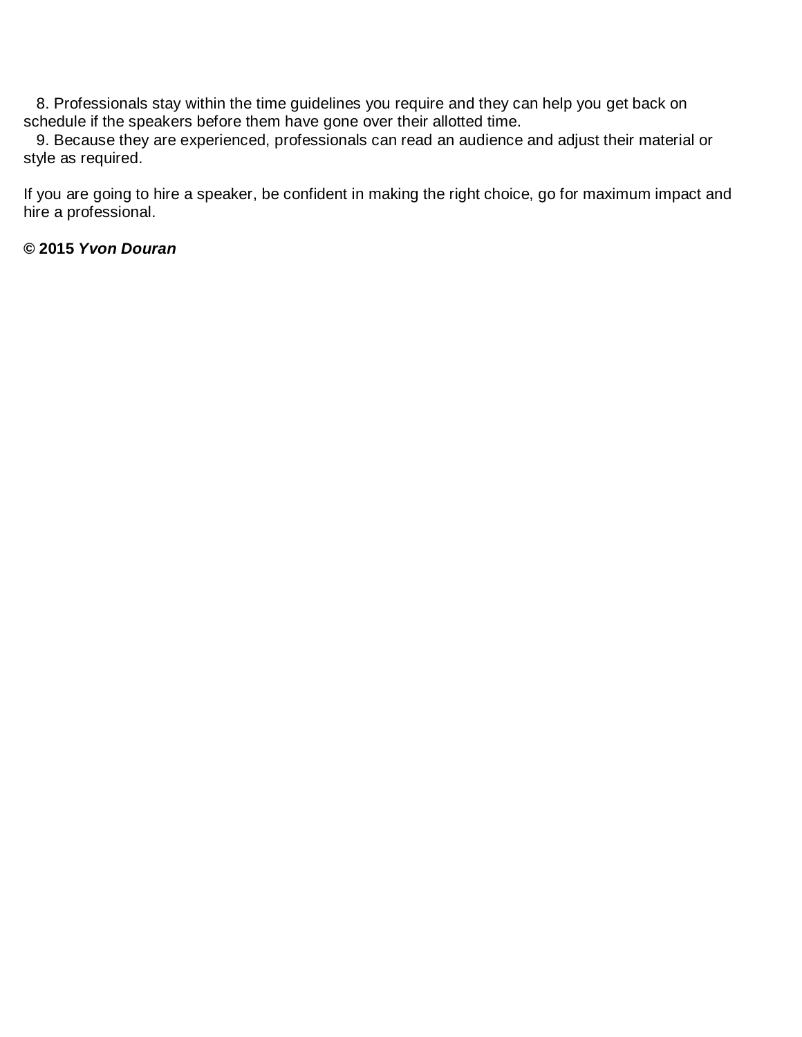8. Professionals stay within the time guidelines you require and they can help you get back on schedule if the speakers before them have gone over their allotted time.
9. Because they are experienced, professionals can read an audience and adjust their material or style as required.

If you are going to hire a speaker, be confident in making the right choice, go for maximum impact and hire a professional.

**© 2015 *Yvon Douran***